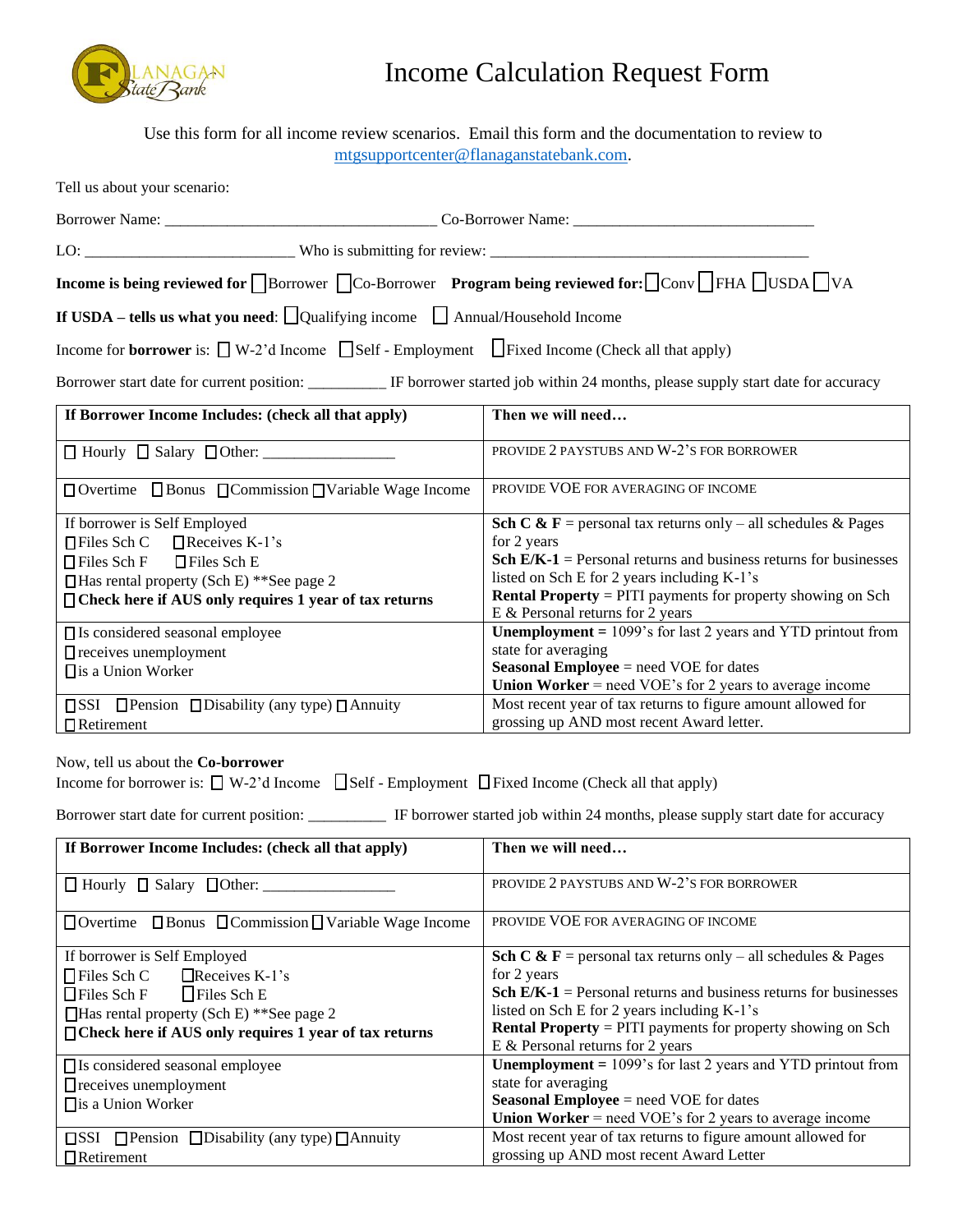# Income Calculation Request Form

Use this form for all income review scenarios. Email this form and the documentation to review to mtgsupportcenter@flanaganstatebank.com.

Tell us about your scenario:

Borrower Name: ______________________________ Co-Borrower Name: ___________________________

LO: _______________________ Who is submitting for review: ______________________________________

**Income is being reviewed for** ☐ Borrower ☐ Co-Borrower **Program being reviewed for:** ☐ Conv ☐ FHA ☐ USDA ☐ VA

**If USDA – tells us what you need**: ☐ Qualifying income ☐ Annual/Household Income

Income for **borrower** is: ☐ W-2'd Income ☐ Self - Employment ☐ Fixed Income (Check all that apply)

Borrower start date for current position: _________ IF borrower started job within 24 months, please supply start date for accuracy

| **If Borrower Income Includes: (check all that apply)** | **Then we will need…** |
|---|---|
| ☐ Hourly ☐ Salary ☐ Other: _______________ | PROVIDE 2 PAYSTUBS AND W-2'S FOR BORROWER |
| ☐ Overtime ☐ Bonus ☐ Commission ☐ Variable Wage Income | PROVIDE VOE FOR AVERAGING OF INCOME |
| If borrower is Self Employed<br>☐ Files Sch C ☐ Receives K-1's<br>☐ Files Sch F ☐ Files Sch E<br>☐ Has rental property (Sch E) **See page 2<br>☐ **Check here if AUS only requires 1 year of tax returns** | **Sch C & F** = personal tax returns only – all schedules & Pages for 2 years<br>**Sch E/K-1** = Personal returns and business returns for businesses listed on Sch E for 2 years including K-1's<br>**Rental Property** = PITI payments for property showing on Sch E & Personal returns for 2 years |
| ☐ Is considered seasonal employee<br>☐ receives unemployment<br>☐ is a Union Worker | **Unemployment =** 1099's for last 2 years and YTD printout from state for averaging<br>**Seasonal Employee** = need VOE for dates<br>**Union Worker** = need VOE's for 2 years to average income |
| ☐ SSI ☐ Pension ☐ Disability (any type) ☐ Annuity<br>☐ Retirement | Most recent year of tax returns to figure amount allowed for grossing up AND most recent Award letter. |

Now, tell us about the **Co-borrower**

Income for borrower is: ☐ W-2'd Income ☐ Self - Employment ☐ Fixed Income (Check all that apply)

Borrower start date for current position: _________ IF borrower started job within 24 months, please supply start date for accuracy

| **If Borrower Income Includes: (check all that apply)** | **Then we will need…** |
|---|---|
| ☐ Hourly ☐ Salary ☐ Other: _______________ | PROVIDE 2 PAYSTUBS AND W-2'S FOR BORROWER |
| ☐ Overtime ☐ Bonus ☐ Commission ☐ Variable Wage Income | PROVIDE VOE FOR AVERAGING OF INCOME |
| If borrower is Self Employed<br>☐ Files Sch C ☐ Receives K-1's<br>☐ Files Sch F ☐ Files Sch E<br>☐ Has rental property (Sch E) **See page 2<br>☐ **Check here if AUS only requires 1 year of tax returns** | **Sch C & F** = personal tax returns only – all schedules & Pages for 2 years<br>**Sch E/K-1** = Personal returns and business returns for businesses listed on Sch E for 2 years including K-1's<br>**Rental Property** = PITI payments for property showing on Sch E & Personal returns for 2 years |
| ☐ Is considered seasonal employee<br>☐ receives unemployment<br>☐ is a Union Worker | **Unemployment =** 1099's for last 2 years and YTD printout from state for averaging<br>**Seasonal Employee** = need VOE for dates<br>**Union Worker** = need VOE's for 2 years to average income |
| ☐ SSI ☐ Pension ☐ Disability (any type) ☐ Annuity<br>☐ Retirement | Most recent year of tax returns to figure amount allowed for grossing up AND most recent Award Letter |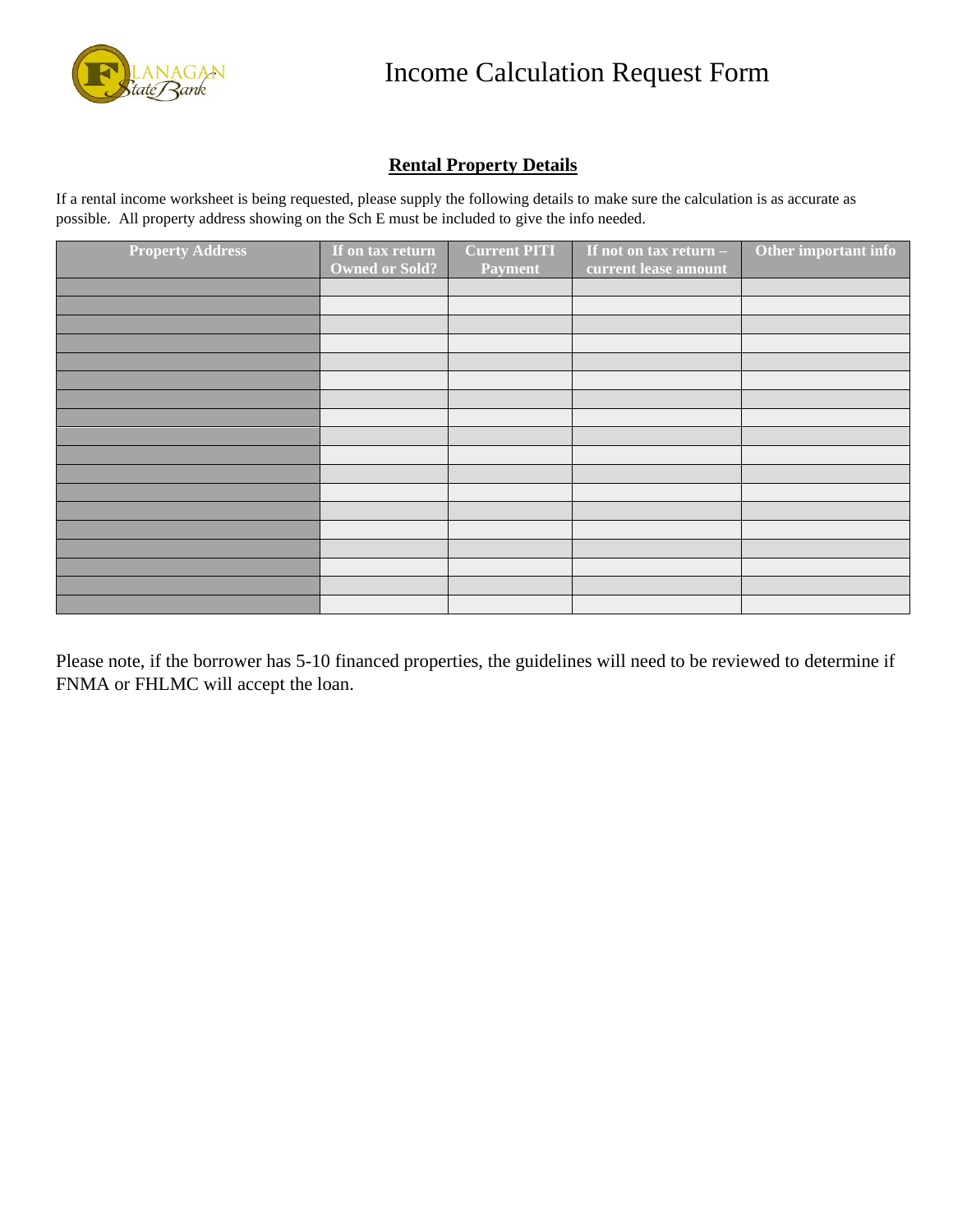# Income Calculation Request Form

## Rental Property Details

If a rental income worksheet is being requested, please supply the following details to make sure the calculation is as accurate as possible. All property address showing on the Sch E must be included to give the info needed.

| Property Address | If on tax return Owned or Sold? | Current PITI Payment | If not on tax return – current lease amount | Other important info |
|---|---|---|---|---|
| | | | | |
| | | | | |
| | | | | |
| | | | | |
| | | | | |
| | | | | |
| | | | | |
| | | | | |
| | | | | |
| | | | | |
| | | | | |
| | | | | |
| | | | | |
| | | | | |
| | | | | |
| | | | | |
| | | | | |
| | | | | |

Please note, if the borrower has 5-10 financed properties, the guidelines will need to be reviewed to determine if FNMA or FHLMC will accept the loan.